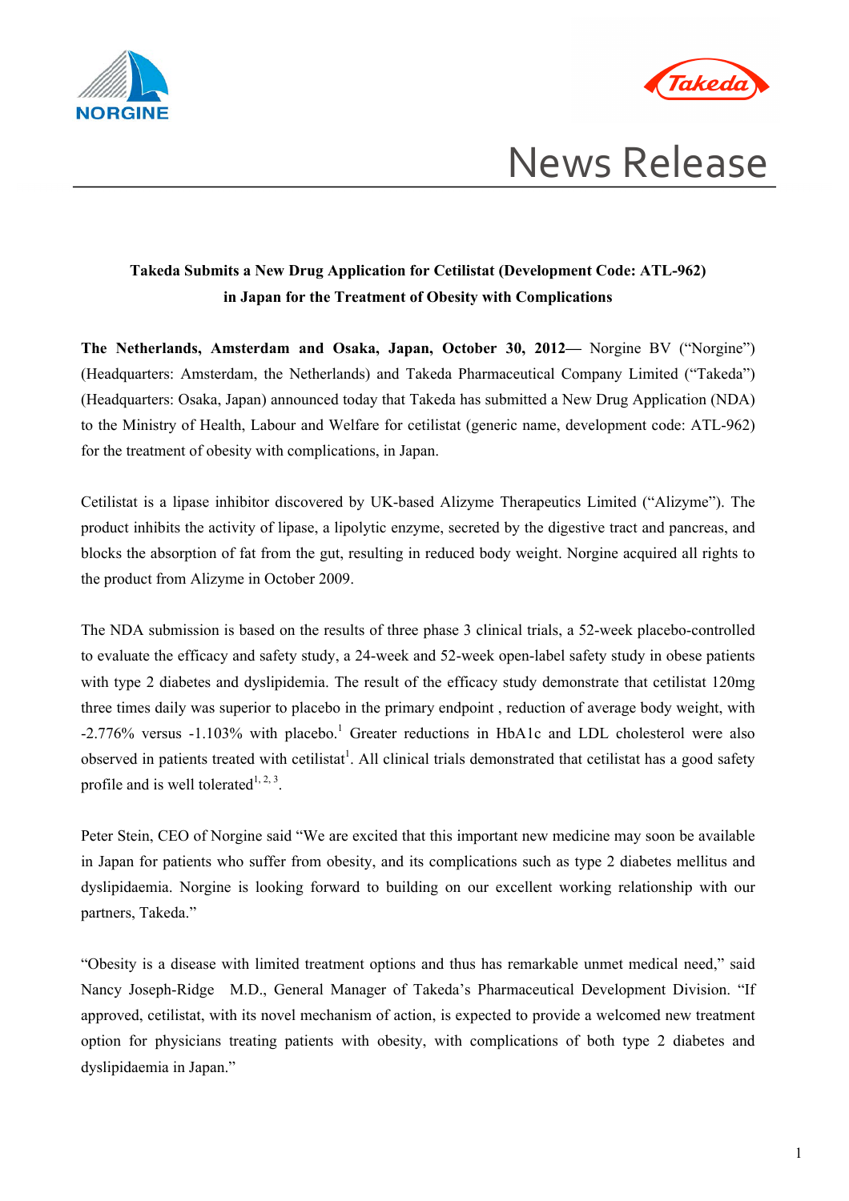News Release

**Takeda Submits a New Drug Application for Cetilistat (Development Code: ATL-962) in Japan for the Treatment of Obesity with Complications**

**The Netherlands, Amsterdam and Osaka, Japan, October 30, 2012—** Norgine BV ("Norgine") (Headquarters: Amsterdam, the Netherlands) and Takeda Pharmaceutical Company Limited ("Takeda") (Headquarters: Osaka, Japan) announced today that Takeda has submitted a New Drug Application (NDA) to the Ministry of Health, Labour and Welfare for cetilistat (generic name, development code: ATL-962) for the treatment of obesity with complications, in Japan.

Cetilistat is a lipase inhibitor discovered by UK-based Alizyme Therapeutics Limited ("Alizyme"). The product inhibits the activity of lipase, a lipolytic enzyme, secreted by the digestive tract and pancreas, and blocks the absorption of fat from the gut, resulting in reduced body weight. Norgine acquired all rights to the product from Alizyme in October 2009.

The NDA submission is based on the results of three phase 3 clinical trials, a 52-week placebo-controlled to evaluate the efficacy and safety study, a 24-week and 52-week open-label safety study in obese patients with type 2 diabetes and dyslipidemia. The result of the efficacy study demonstrate that cetilistat 120mg three times daily was superior to placebo in the primary endpoint , reduction of average body weight, with -2.776% versus -1.103% with placebo.[1] Greater reductions in HbA1c and LDL cholesterol were also observed in patients treated with cetilistat[1]. All clinical trials demonstrated that cetilistat has a good safety profile and is well tolerated[1, 2, 3].

Peter Stein, CEO of Norgine said "We are excited that this important new medicine may soon be available in Japan for patients who suffer from obesity, and its complications such as type 2 diabetes mellitus and dyslipidaemia. Norgine is looking forward to building on our excellent working relationship with our partners, Takeda."

"Obesity is a disease with limited treatment options and thus has remarkable unmet medical need," said Nancy Joseph-Ridge M.D., General Manager of Takeda's Pharmaceutical Development Division. "If approved, cetilistat, with its novel mechanism of action, is expected to provide a welcomed new treatment option for physicians treating patients with obesity, with complications of both type 2 diabetes and dyslipidaemia in Japan."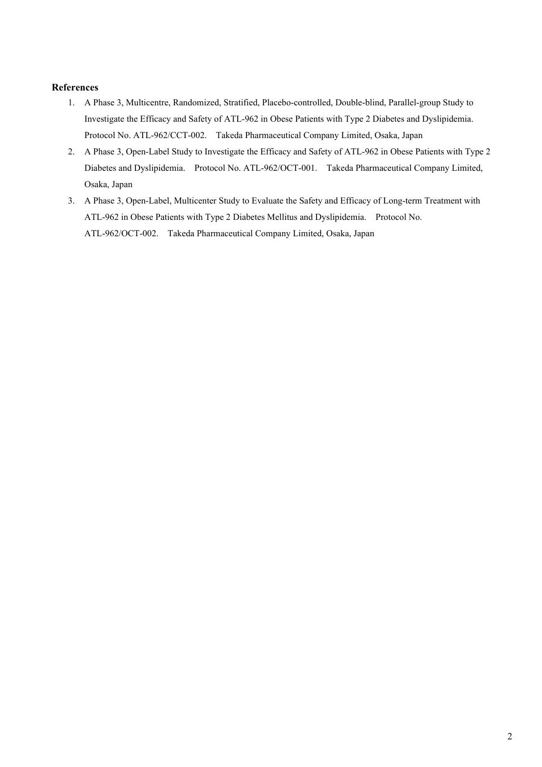**References**

1. A Phase 3, Multicentre, Randomized, Stratified, Placebo-controlled, Double-blind, Parallel-group Study to Investigate the Efficacy and Safety of ATL-962 in Obese Patients with Type 2 Diabetes and Dyslipidemia. Protocol No. ATL-962/CCT-002. Takeda Pharmaceutical Company Limited, Osaka, Japan
2. A Phase 3, Open-Label Study to Investigate the Efficacy and Safety of ATL-962 in Obese Patients with Type 2 Diabetes and Dyslipidemia. Protocol No. ATL-962/OCT-001. Takeda Pharmaceutical Company Limited, Osaka, Japan
3. A Phase 3, Open-Label, Multicenter Study to Evaluate the Safety and Efficacy of Long-term Treatment with ATL-962 in Obese Patients with Type 2 Diabetes Mellitus and Dyslipidemia. Protocol No. ATL-962/OCT-002. Takeda Pharmaceutical Company Limited, Osaka, Japan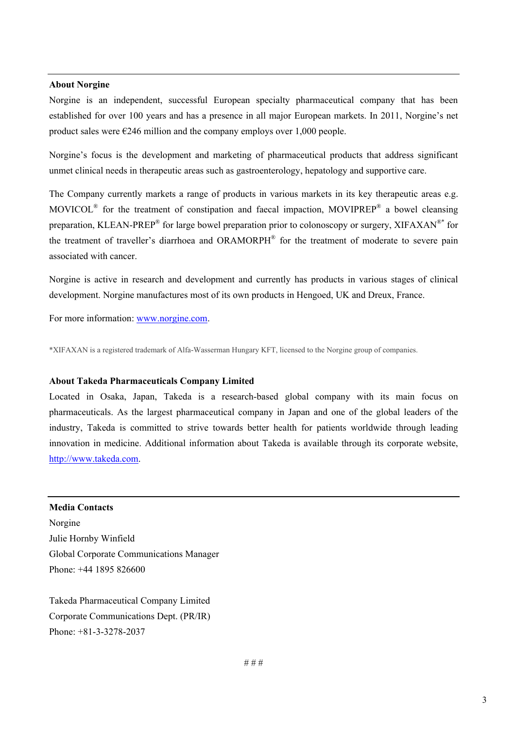**About Norgine**

Norgine is an independent, successful European specialty pharmaceutical company that has been established for over 100 years and has a presence in all major European markets. In 2011, Norgine's net product sales were €246 million and the company employs over 1,000 people.

Norgine's focus is the development and marketing of pharmaceutical products that address significant unmet clinical needs in therapeutic areas such as gastroenterology, hepatology and supportive care.

The Company currently markets a range of products in various markets in its key therapeutic areas e.g. MOVICOL® for the treatment of constipation and faecal impaction, MOVIPREP® a bowel cleansing preparation, KLEAN-PREP® for large bowel preparation prior to colonoscopy or surgery, XIFAXAN®* for the treatment of traveller's diarrhoea and ORAMORPH® for the treatment of moderate to severe pain associated with cancer.

Norgine is active in research and development and currently has products in various stages of clinical development. Norgine manufactures most of its own products in Hengoed, UK and Dreux, France.

For more information: www.norgine.com.

*XIFAXAN is a registered trademark of Alfa-Wasserman Hungary KFT, licensed to the Norgine group of companies.

**About Takeda Pharmaceuticals Company Limited**

Located in Osaka, Japan, Takeda is a research-based global company with its main focus on pharmaceuticals. As the largest pharmaceutical company in Japan and one of the global leaders of the industry, Takeda is committed to strive towards better health for patients worldwide through leading innovation in medicine. Additional information about Takeda is available through its corporate website, http://www.takeda.com.

**Media Contacts**

Norgine
Julie Hornby Winfield
Global Corporate Communications Manager
Phone: +44 1895 826600

Takeda Pharmaceutical Company Limited
Corporate Communications Dept. (PR/IR)
Phone: +81-3-3278-2037

# # #